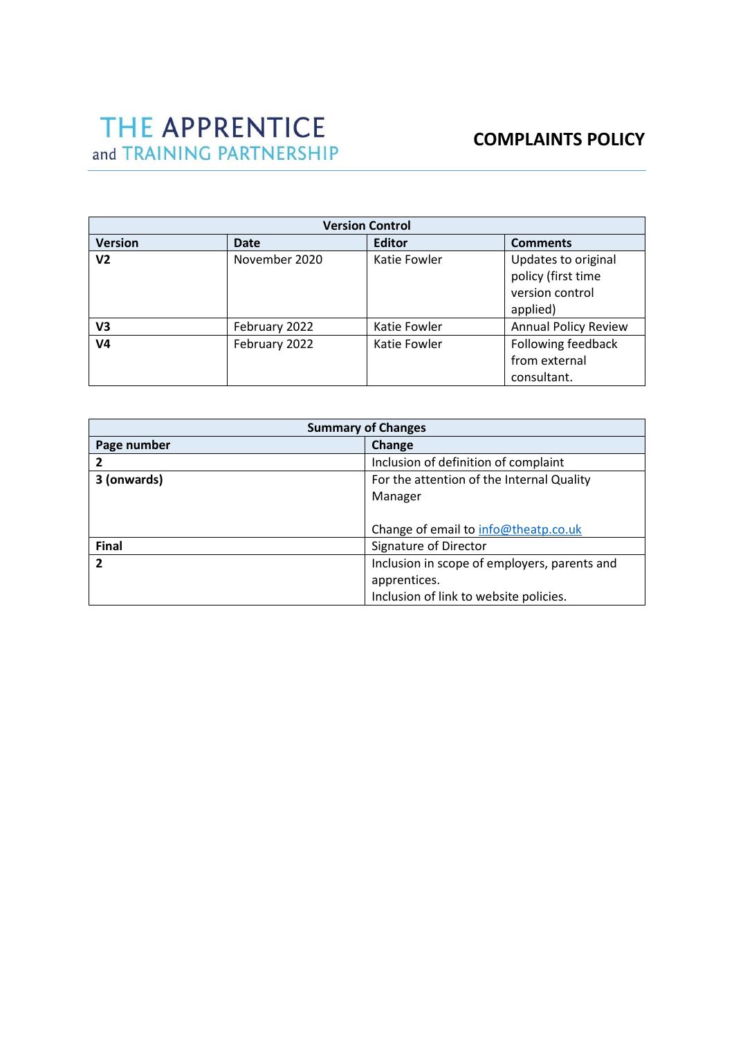THE APPRENTICE and TRAINING PARTNERSHIP

# COMPLAINTS POLICY

| Version Control | | | |
|---|---|---|---|
| **Version** | **Date** | **Editor** | **Comments** |
| **V2** | November 2020 | Katie Fowler | Updates to original policy (first time version control applied) |
| **V3** | February 2022 | Katie Fowler | Annual Policy Review |
| **V4** | February 2022 | Katie Fowler | Following feedback from external consultant. |

| Summary of Changes | |
|---|---|
| **Page number** | **Change** |
| **2** | Inclusion of definition of complaint |
| **3 (onwards)** | For the attention of the Internal Quality Manager<br><br>Change of email to info@theatp.co.uk |
| **Final** | Signature of Director |
| **2** | Inclusion in scope of employers, parents and apprentices.<br>Inclusion of link to website policies. |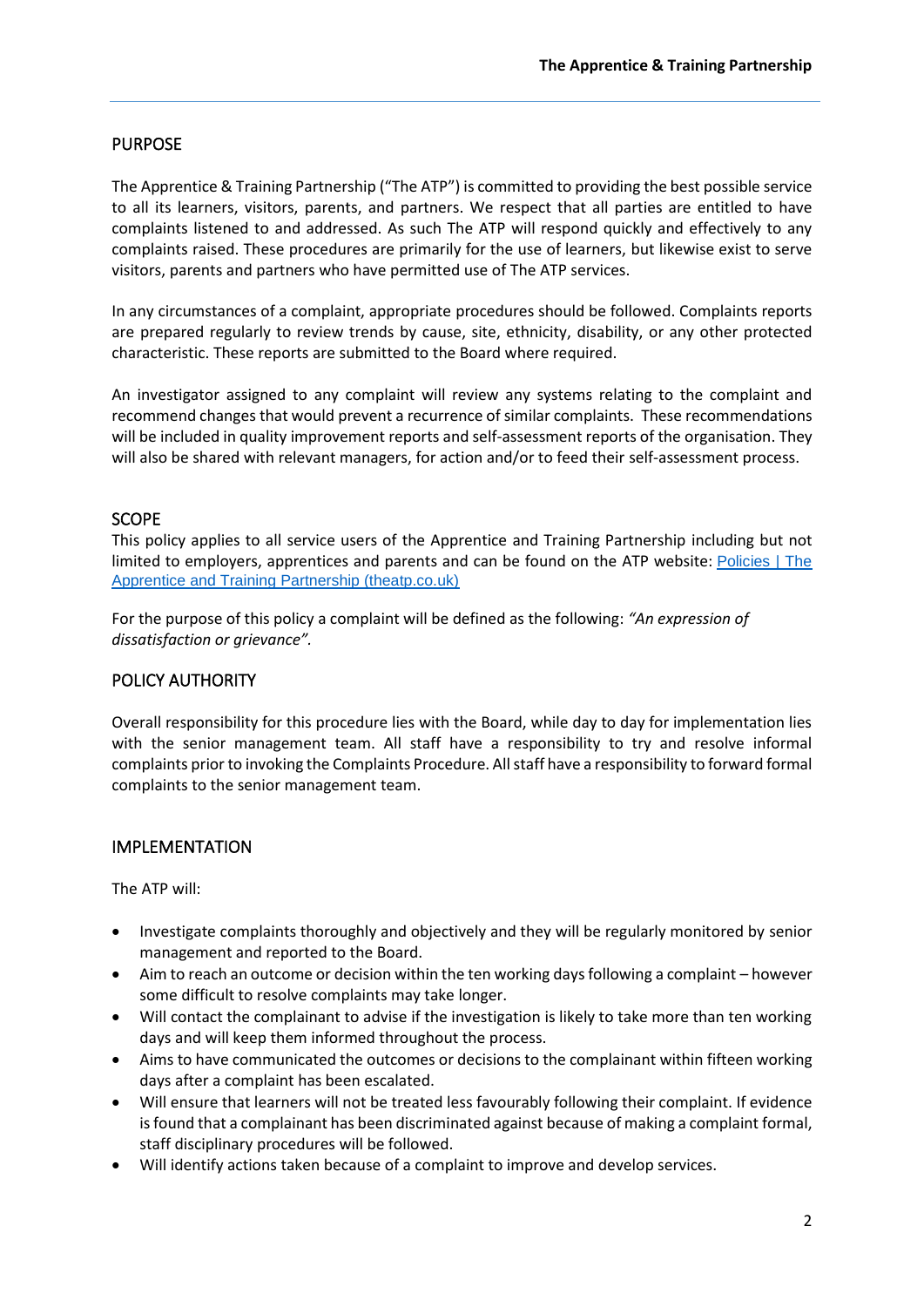## PURPOSE

The Apprentice & Training Partnership ("The ATP") is committed to providing the best possible service to all its learners, visitors, parents, and partners. We respect that all parties are entitled to have complaints listened to and addressed. As such The ATP will respond quickly and effectively to any complaints raised. These procedures are primarily for the use of learners, but likewise exist to serve visitors, parents and partners who have permitted use of The ATP services.

In any circumstances of a complaint, appropriate procedures should be followed. Complaints reports are prepared regularly to review trends by cause, site, ethnicity, disability, or any other protected characteristic. These reports are submitted to the Board where required.

An investigator assigned to any complaint will review any systems relating to the complaint and recommend changes that would prevent a recurrence of similar complaints. These recommendations will be included in quality improvement reports and self-assessment reports of the organisation. They will also be shared with relevant managers, for action and/or to feed their self-assessment process.

## SCOPE

This policy applies to all service users of the Apprentice and Training Partnership including but not limited to employers, apprentices and parents and can be found on the ATP website: [Policies | The Apprentice and Training Partnership (theatp.co.uk)]

For the purpose of this policy a complaint will be defined as the following: *"An expression of dissatisfaction or grievance"*.

## POLICY AUTHORITY

Overall responsibility for this procedure lies with the Board, while day to day for implementation lies with the senior management team. All staff have a responsibility to try and resolve informal complaints prior to invoking the Complaints Procedure. All staff have a responsibility to forward formal complaints to the senior management team.

## IMPLEMENTATION

The ATP will:

- Investigate complaints thoroughly and objectively and they will be regularly monitored by senior management and reported to the Board.
- Aim to reach an outcome or decision within the ten working days following a complaint – however some difficult to resolve complaints may take longer.
- Will contact the complainant to advise if the investigation is likely to take more than ten working days and will keep them informed throughout the process.
- Aims to have communicated the outcomes or decisions to the complainant within fifteen working days after a complaint has been escalated.
- Will ensure that learners will not be treated less favourably following their complaint. If evidence is found that a complainant has been discriminated against because of making a complaint formal, staff disciplinary procedures will be followed.
- Will identify actions taken because of a complaint to improve and develop services.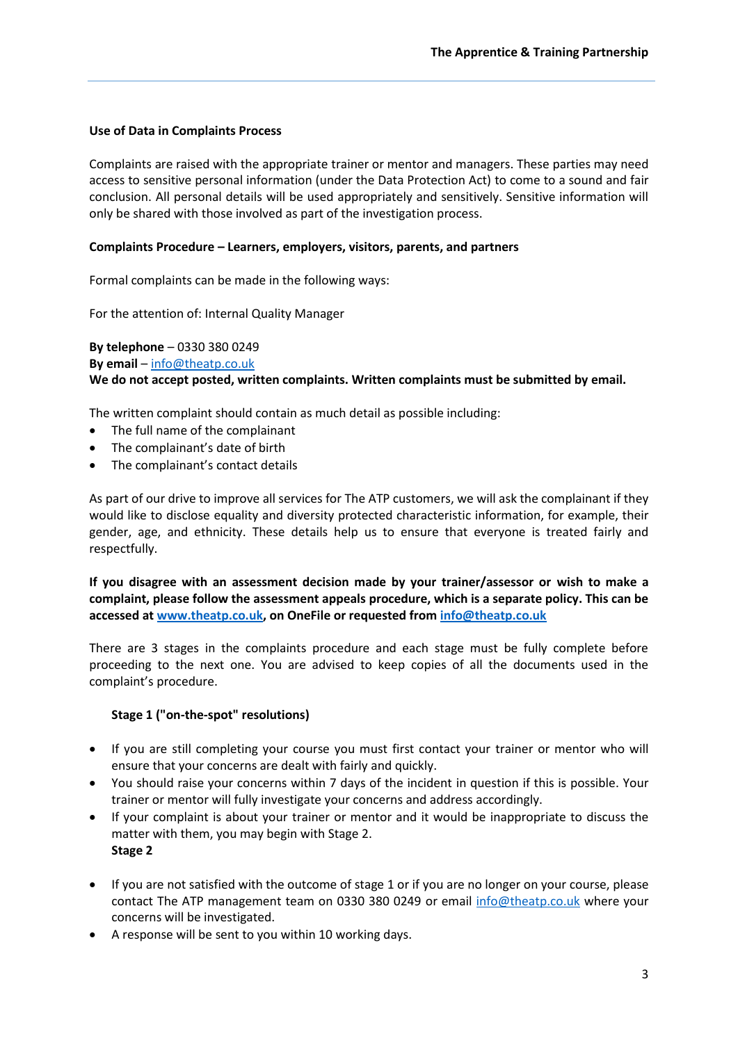**Use of Data in Complaints Process**

Complaints are raised with the appropriate trainer or mentor and managers. These parties may need access to sensitive personal information (under the Data Protection Act) to come to a sound and fair conclusion. All personal details will be used appropriately and sensitively. Sensitive information will only be shared with those involved as part of the investigation process.

**Complaints Procedure – Learners, employers, visitors, parents, and partners**

Formal complaints can be made in the following ways:

For the attention of: Internal Quality Manager

**By telephone** – 0330 380 0249
**By email** – info@theatp.co.uk
**We do not accept posted, written complaints. Written complaints must be submitted by email.**

The written complaint should contain as much detail as possible including:

- The full name of the complainant
- The complainant's date of birth
- The complainant's contact details

As part of our drive to improve all services for The ATP customers, we will ask the complainant if they would like to disclose equality and diversity protected characteristic information, for example, their gender, age, and ethnicity. These details help us to ensure that everyone is treated fairly and respectfully.

**If you disagree with an assessment decision made by your trainer/assessor or wish to make a complaint, please follow the assessment appeals procedure, which is a separate policy. This can be accessed at www.theatp.co.uk, on OneFile or requested from info@theatp.co.uk**

There are 3 stages in the complaints procedure and each stage must be fully complete before proceeding to the next one. You are advised to keep copies of all the documents used in the complaint's procedure.

**Stage 1 ("on-the-spot" resolutions)**

- If you are still completing your course you must first contact your trainer or mentor who will ensure that your concerns are dealt with fairly and quickly.
- You should raise your concerns within 7 days of the incident in question if this is possible. Your trainer or mentor will fully investigate your concerns and address accordingly.
- If your complaint is about your trainer or mentor and it would be inappropriate to discuss the matter with them, you may begin with Stage 2.

**Stage 2**

- If you are not satisfied with the outcome of stage 1 or if you are no longer on your course, please contact The ATP management team on 0330 380 0249 or email info@theatp.co.uk where your concerns will be investigated.
- A response will be sent to you within 10 working days.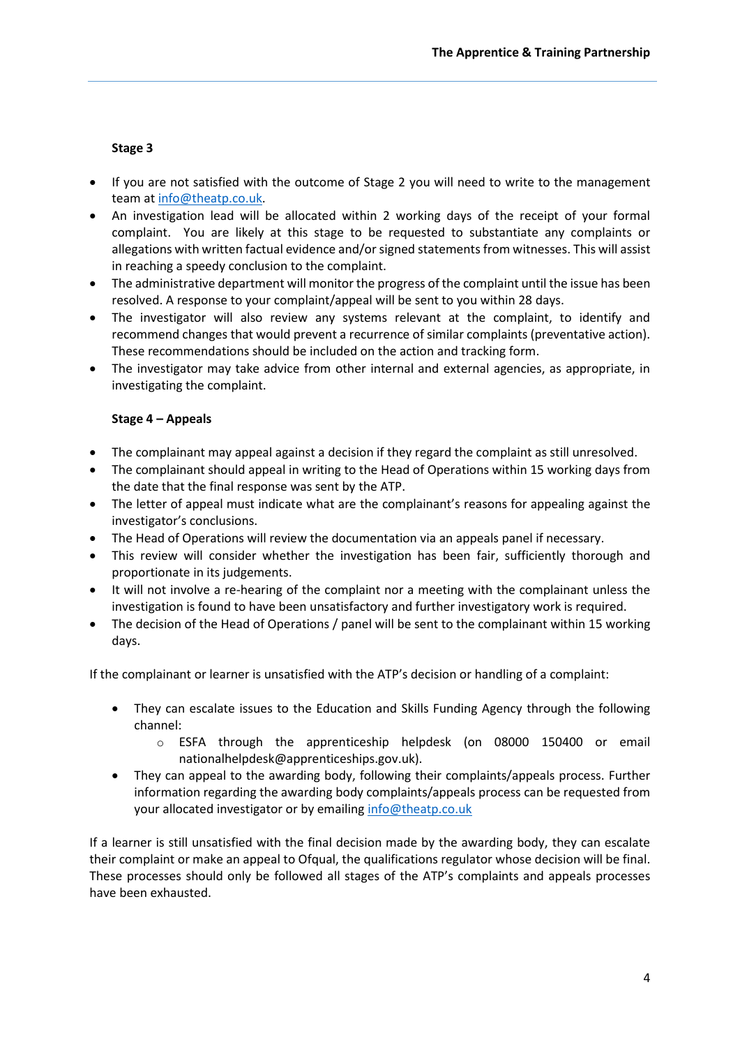**Stage 3**

- If you are not satisfied with the outcome of Stage 2 you will need to write to the management team at info@theatp.co.uk.
- An investigation lead will be allocated within 2 working days of the receipt of your formal complaint. You are likely at this stage to be requested to substantiate any complaints or allegations with written factual evidence and/or signed statements from witnesses. This will assist in reaching a speedy conclusion to the complaint.
- The administrative department will monitor the progress of the complaint until the issue has been resolved. A response to your complaint/appeal will be sent to you within 28 days.
- The investigator will also review any systems relevant at the complaint, to identify and recommend changes that would prevent a recurrence of similar complaints (preventative action). These recommendations should be included on the action and tracking form.
- The investigator may take advice from other internal and external agencies, as appropriate, in investigating the complaint.

**Stage 4 – Appeals**

- The complainant may appeal against a decision if they regard the complaint as still unresolved.
- The complainant should appeal in writing to the Head of Operations within 15 working days from the date that the final response was sent by the ATP.
- The letter of appeal must indicate what are the complainant's reasons for appealing against the investigator's conclusions.
- The Head of Operations will review the documentation via an appeals panel if necessary.
- This review will consider whether the investigation has been fair, sufficiently thorough and proportionate in its judgements.
- It will not involve a re-hearing of the complaint nor a meeting with the complainant unless the investigation is found to have been unsatisfactory and further investigatory work is required.
- The decision of the Head of Operations / panel will be sent to the complainant within 15 working days.

If the complainant or learner is unsatisfied with the ATP's decision or handling of a complaint:

- They can escalate issues to the Education and Skills Funding Agency through the following channel:
  - ESFA through the apprenticeship helpdesk (on 08000 150400 or email nationalhelpdesk@apprenticeships.gov.uk).
- They can appeal to the awarding body, following their complaints/appeals process. Further information regarding the awarding body complaints/appeals process can be requested from your allocated investigator or by emailing info@theatp.co.uk

If a learner is still unsatisfied with the final decision made by the awarding body, they can escalate their complaint or make an appeal to Ofqual, the qualifications regulator whose decision will be final. These processes should only be followed all stages of the ATP's complaints and appeals processes have been exhausted.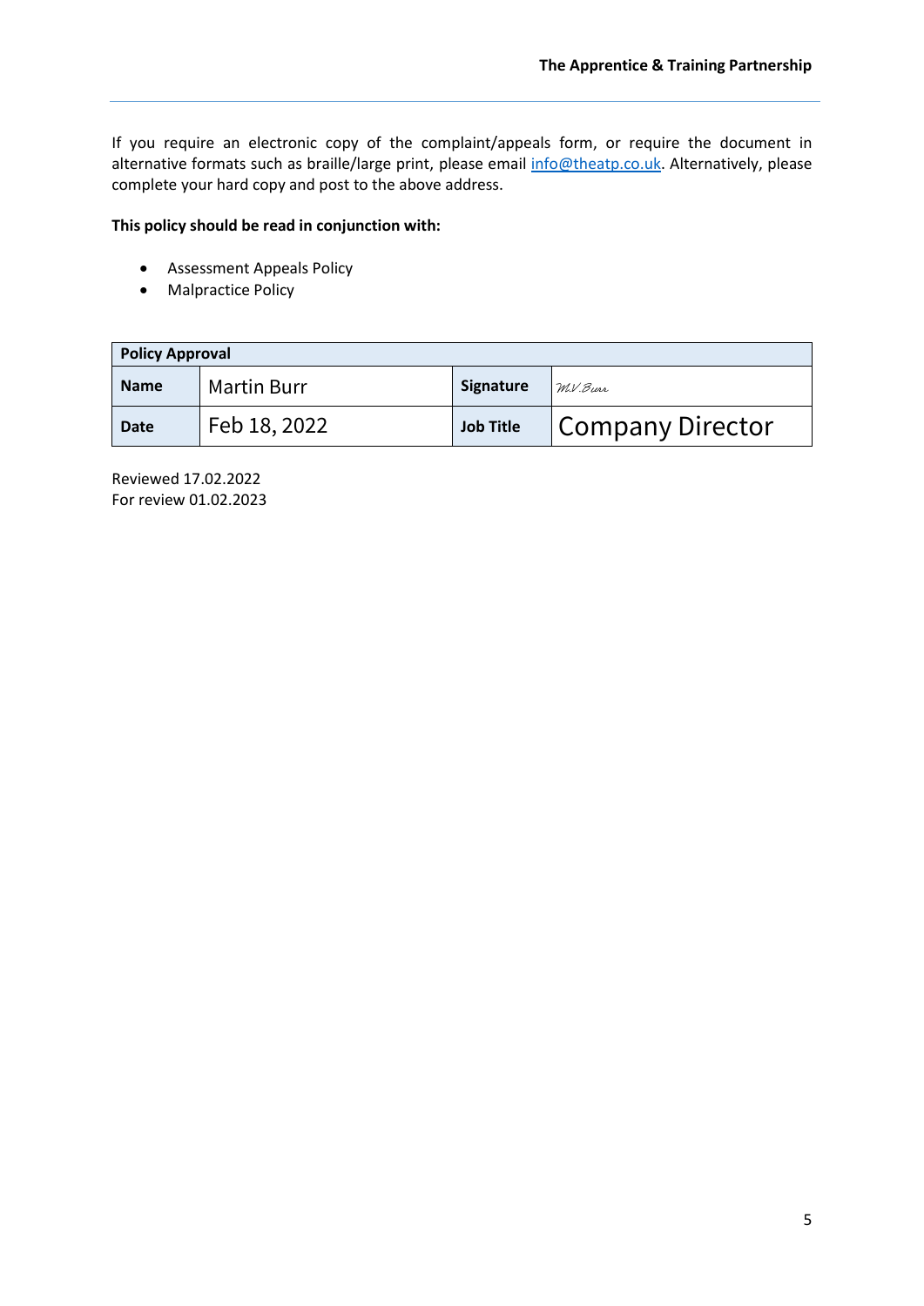If you require an electronic copy of the complaint/appeals form, or require the document in alternative formats such as braille/large print, please email info@theatp.co.uk. Alternatively, please complete your hard copy and post to the above address.

**This policy should be read in conjunction with:**

- Assessment Appeals Policy
- Malpractice Policy

| **Policy Approval** | | | |
|---|---|---|---|
| **Name** | Martin Burr | **Signature** | *M.V.Burr* |
| **Date** | Feb 18, 2022 | **Job Title** | Company Director |

Reviewed 17.02.2022
For review 01.02.2023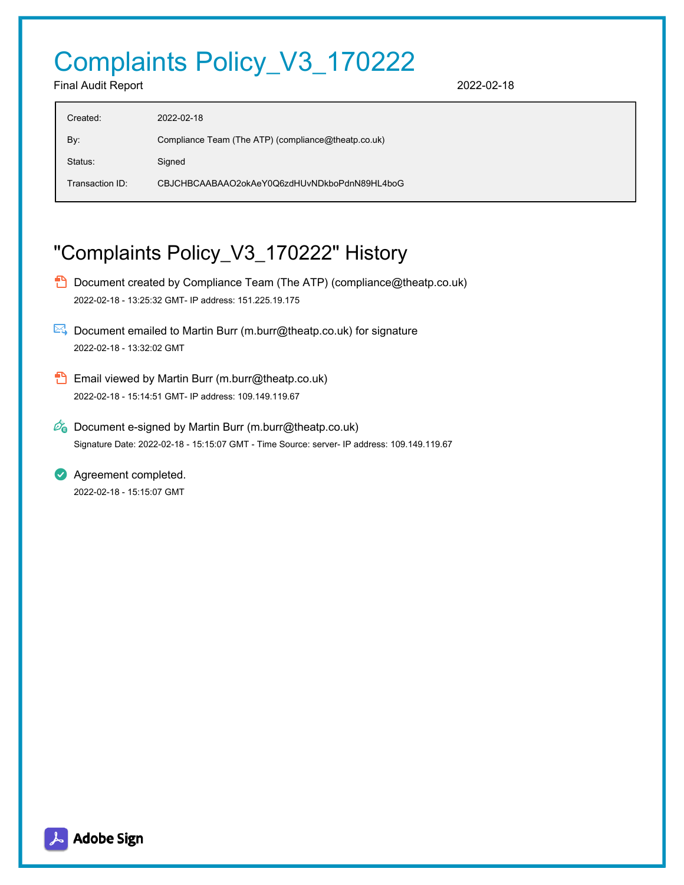# Complaints Policy_V3_170222

Final Audit Report 2022-02-18

| | |
|---|---|
| Created: | 2022-02-18 |
| By: | Compliance Team (The ATP) (compliance@theatp.co.uk) |
| Status: | Signed |
| Transaction ID: | CBJCHBCAABAAO2okAeY0Q6zdHUvNDkboPdnN89HL4boG |

## "Complaints Policy_V3_170222" History

- Document created by Compliance Team (The ATP) (compliance@theatp.co.uk)
  2022-02-18 - 13:25:32 GMT- IP address: 151.225.19.175

- Document emailed to Martin Burr (m.burr@theatp.co.uk) for signature
  2022-02-18 - 13:32:02 GMT

- Email viewed by Martin Burr (m.burr@theatp.co.uk)
  2022-02-18 - 15:14:51 GMT- IP address: 109.149.119.67

- Document e-signed by Martin Burr (m.burr@theatp.co.uk)
  Signature Date: 2022-02-18 - 15:15:07 GMT - Time Source: server- IP address: 109.149.119.67

- Agreement completed.
  2022-02-18 - 15:15:07 GMT

Adobe Sign